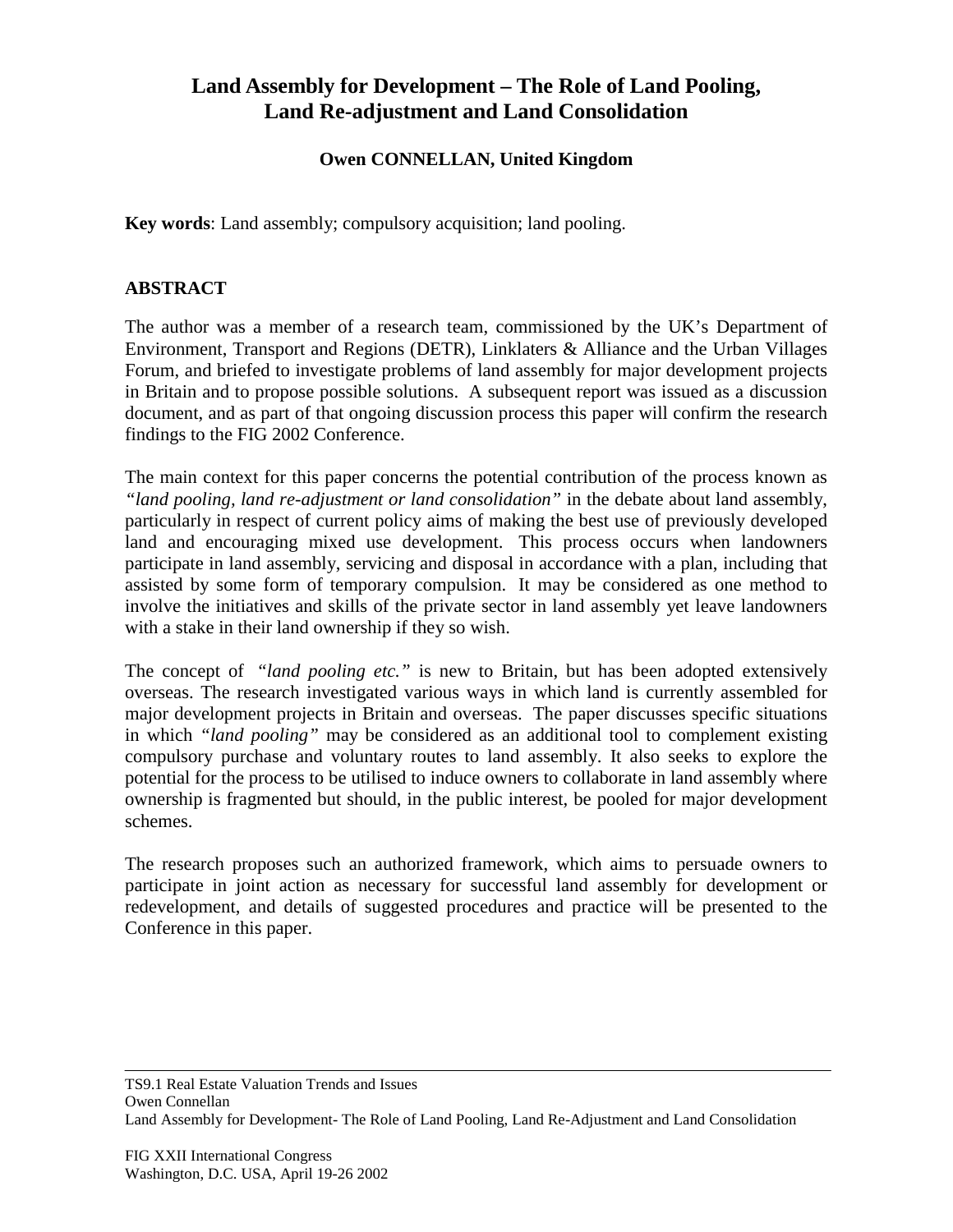# Land Assembly for Development – The Role of Land Pooling, Land Re-adjustment and Land Consolidation

**Owen CONNELLAN, United Kingdom**

**Key words**: Land assembly; compulsory acquisition; land pooling.

## ABSTRACT

The author was a member of a research team, commissioned by the UK's Department of Environment, Transport and Regions (DETR), Linklaters & Alliance and the Urban Villages Forum, and briefed to investigate problems of land assembly for major development projects in Britain and to propose possible solutions. A subsequent report was issued as a discussion document, and as part of that ongoing discussion process this paper will confirm the research findings to the FIG 2002 Conference.

The main context for this paper concerns the potential contribution of the process known as *"land pooling, land re-adjustment or land consolidation"* in the debate about land assembly, particularly in respect of current policy aims of making the best use of previously developed land and encouraging mixed use development. This process occurs when landowners participate in land assembly, servicing and disposal in accordance with a plan, including that assisted by some form of temporary compulsion. It may be considered as one method to involve the initiatives and skills of the private sector in land assembly yet leave landowners with a stake in their land ownership if they so wish.

The concept of *"land pooling etc."* is new to Britain, but has been adopted extensively overseas. The research investigated various ways in which land is currently assembled for major development projects in Britain and overseas. The paper discusses specific situations in which *"land pooling"* may be considered as an additional tool to complement existing compulsory purchase and voluntary routes to land assembly. It also seeks to explore the potential for the process to be utilised to induce owners to collaborate in land assembly where ownership is fragmented but should, in the public interest, be pooled for major development schemes.

The research proposes such an authorized framework, which aims to persuade owners to participate in joint action as necessary for successful land assembly for development or redevelopment, and details of suggested procedures and practice will be presented to the Conference in this paper.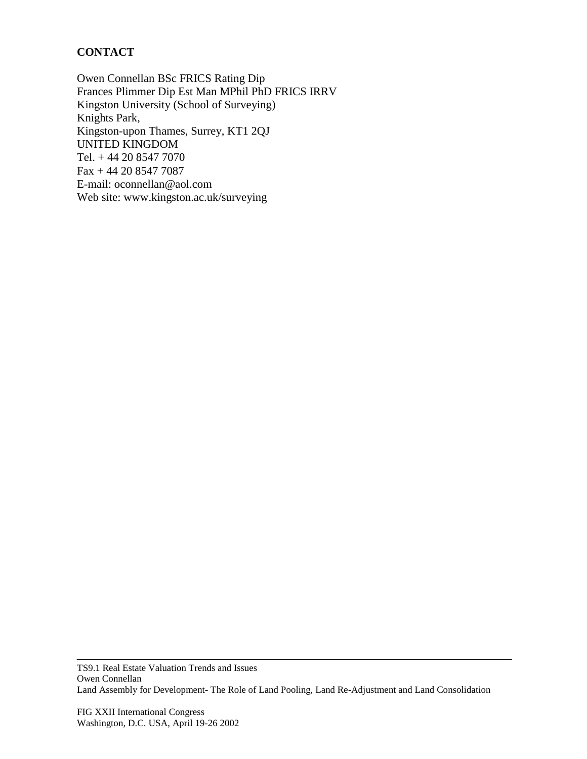## CONTACT

Owen Connellan BSc FRICS Rating Dip
Frances Plimmer Dip Est Man MPhil PhD FRICS IRRV
Kingston University (School of Surveying)
Knights Park,
Kingston-upon Thames, Surrey, KT1 2QJ
UNITED KINGDOM
Tel. + 44 20 8547 7070
Fax + 44 20 8547 7087
E-mail: oconnellan@aol.com
Web site: www.kingston.ac.uk/surveying